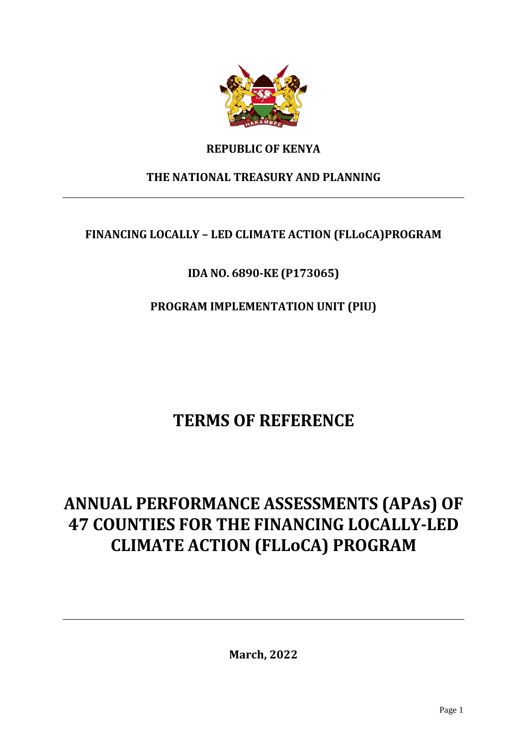**REPUBLIC OF KENYA**

**THE NATIONAL TREASURY AND PLANNING**

---

**FINANCING LOCALLY – LED CLIMATE ACTION (FLLoCA)PROGRAM**

**IDA NO. 6890-KE (P173065)**

**PROGRAM IMPLEMENTATION UNIT (PIU)**

# TERMS OF REFERENCE

# ANNUAL PERFORMANCE ASSESSMENTS (APAs) OF 47 COUNTIES FOR THE FINANCING LOCALLY-LED CLIMATE ACTION (FLLoCA) PROGRAM

---

**March, 2022**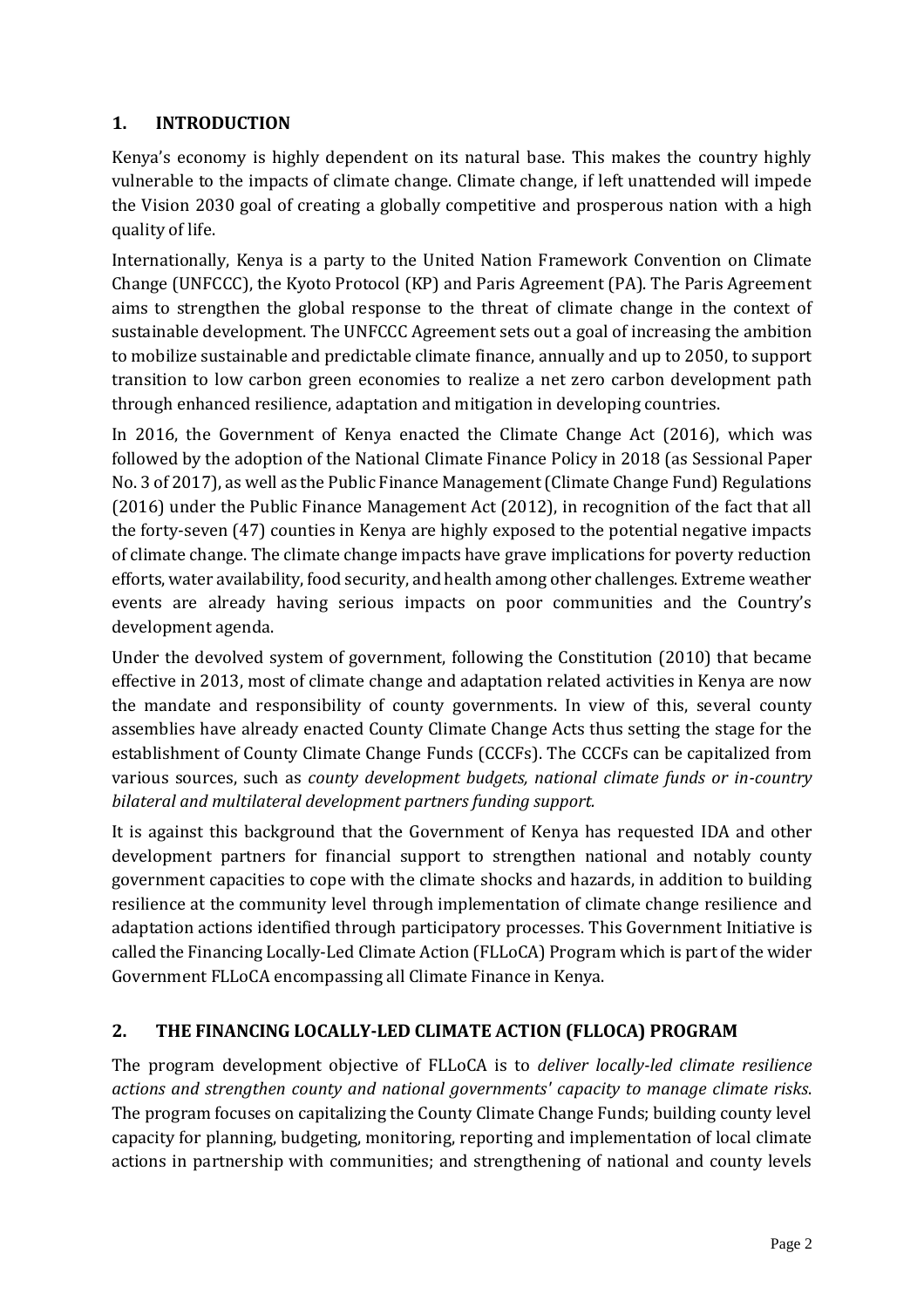## 1. INTRODUCTION

Kenya's economy is highly dependent on its natural base. This makes the country highly vulnerable to the impacts of climate change. Climate change, if left unattended will impede the Vision 2030 goal of creating a globally competitive and prosperous nation with a high quality of life.

Internationally, Kenya is a party to the United Nation Framework Convention on Climate Change (UNFCCC), the Kyoto Protocol (KP) and Paris Agreement (PA). The Paris Agreement aims to strengthen the global response to the threat of climate change in the context of sustainable development. The UNFCCC Agreement sets out a goal of increasing the ambition to mobilize sustainable and predictable climate finance, annually and up to 2050, to support transition to low carbon green economies to realize a net zero carbon development path through enhanced resilience, adaptation and mitigation in developing countries.

In 2016, the Government of Kenya enacted the Climate Change Act (2016), which was followed by the adoption of the National Climate Finance Policy in 2018 (as Sessional Paper No. 3 of 2017), as well as the Public Finance Management (Climate Change Fund) Regulations (2016) under the Public Finance Management Act (2012), in recognition of the fact that all the forty-seven (47) counties in Kenya are highly exposed to the potential negative impacts of climate change. The climate change impacts have grave implications for poverty reduction efforts, water availability, food security, and health among other challenges. Extreme weather events are already having serious impacts on poor communities and the Country's development agenda.

Under the devolved system of government, following the Constitution (2010) that became effective in 2013, most of climate change and adaptation related activities in Kenya are now the mandate and responsibility of county governments. In view of this, several county assemblies have already enacted County Climate Change Acts thus setting the stage for the establishment of County Climate Change Funds (CCCFs). The CCCFs can be capitalized from various sources, such as *county development budgets, national climate funds or in-country bilateral and multilateral development partners funding support.*

It is against this background that the Government of Kenya has requested IDA and other development partners for financial support to strengthen national and notably county government capacities to cope with the climate shocks and hazards, in addition to building resilience at the community level through implementation of climate change resilience and adaptation actions identified through participatory processes. This Government Initiative is called the Financing Locally-Led Climate Action (FLLoCA) Program which is part of the wider Government FLLoCA encompassing all Climate Finance in Kenya.

## 2. THE FINANCING LOCALLY-LED CLIMATE ACTION (FLLOCA) PROGRAM

The program development objective of FLLoCA is to *deliver locally-led climate resilience actions and strengthen county and national governments' capacity to manage climate risks*. The program focuses on capitalizing the County Climate Change Funds; building county level capacity for planning, budgeting, monitoring, reporting and implementation of local climate actions in partnership with communities; and strengthening of national and county levels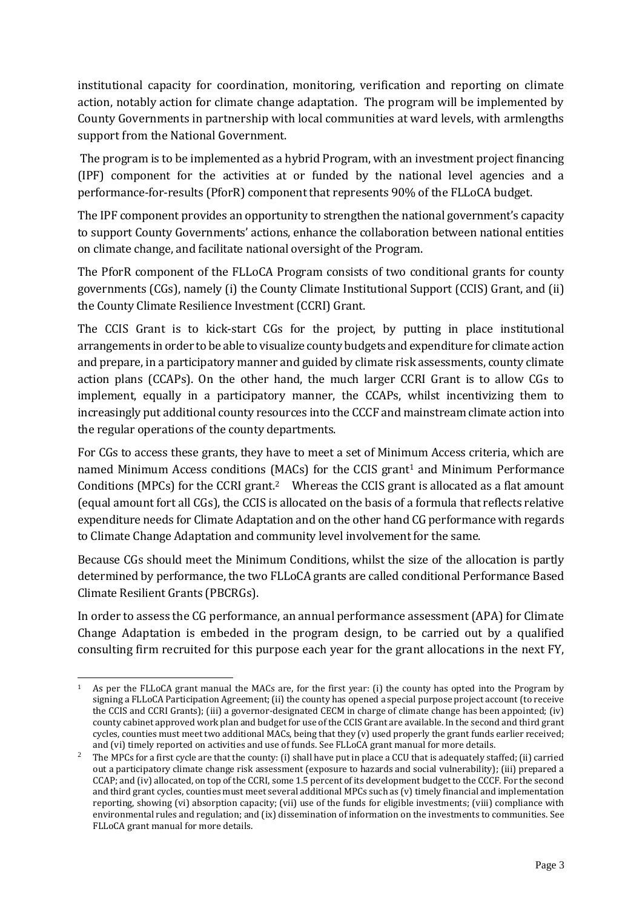institutional capacity for coordination, monitoring, verification and reporting on climate action, notably action for climate change adaptation. The program will be implemented by County Governments in partnership with local communities at ward levels, with armlengths support from the National Government.

The program is to be implemented as a hybrid Program, with an investment project financing (IPF) component for the activities at or funded by the national level agencies and a performance-for-results (PforR) component that represents 90% of the FLLoCA budget.

The IPF component provides an opportunity to strengthen the national government's capacity to support County Governments' actions, enhance the collaboration between national entities on climate change, and facilitate national oversight of the Program.

The PforR component of the FLLoCA Program consists of two conditional grants for county governments (CGs), namely (i) the County Climate Institutional Support (CCIS) Grant, and (ii) the County Climate Resilience Investment (CCRI) Grant.

The CCIS Grant is to kick-start CGs for the project, by putting in place institutional arrangements in order to be able to visualize county budgets and expenditure for climate action and prepare, in a participatory manner and guided by climate risk assessments, county climate action plans (CCAPs). On the other hand, the much larger CCRI Grant is to allow CGs to implement, equally in a participatory manner, the CCAPs, whilst incentivizing them to increasingly put additional county resources into the CCCF and mainstream climate action into the regular operations of the county departments.

For CGs to access these grants, they have to meet a set of Minimum Access criteria, which are named Minimum Access conditions (MACs) for the CCIS grant[1] and Minimum Performance Conditions (MPCs) for the CCRI grant.[2] Whereas the CCIS grant is allocated as a flat amount (equal amount fort all CGs), the CCIS is allocated on the basis of a formula that reflects relative expenditure needs for Climate Adaptation and on the other hand CG performance with regards to Climate Change Adaptation and community level involvement for the same.

Because CGs should meet the Minimum Conditions, whilst the size of the allocation is partly determined by performance, the two FLLoCA grants are called conditional Performance Based Climate Resilient Grants (PBCRGs).

In order to assess the CG performance, an annual performance assessment (APA) for Climate Change Adaptation is embeded in the program design, to be carried out by a qualified consulting firm recruited for this purpose each year for the grant allocations in the next FY,

---

[1] As per the FLLoCA grant manual the MACs are, for the first year: (i) the county has opted into the Program by signing a FLLoCA Participation Agreement; (ii) the county has opened a special purpose project account (to receive the CCIS and CCRI Grants); (iii) a governor-designated CECM in charge of climate change has been appointed; (iv) county cabinet approved work plan and budget for use of the CCIS Grant are available. In the second and third grant cycles, counties must meet two additional MACs, being that they (v) used properly the grant funds earlier received; and (vi) timely reported on activities and use of funds. See FLLoCA grant manual for more details.

[2] The MPCs for a first cycle are that the county: (i) shall have put in place a CCU that is adequately staffed; (ii) carried out a participatory climate change risk assessment (exposure to hazards and social vulnerability); (iii) prepared a CCAP; and (iv) allocated, on top of the CCRI, some 1.5 percent of its development budget to the CCCF. For the second and third grant cycles, counties must meet several additional MPCs such as (v) timely financial and implementation reporting, showing (vi) absorption capacity; (vii) use of the funds for eligible investments; (viii) compliance with environmental rules and regulation; and (ix) dissemination of information on the investments to communities. See FLLoCA grant manual for more details.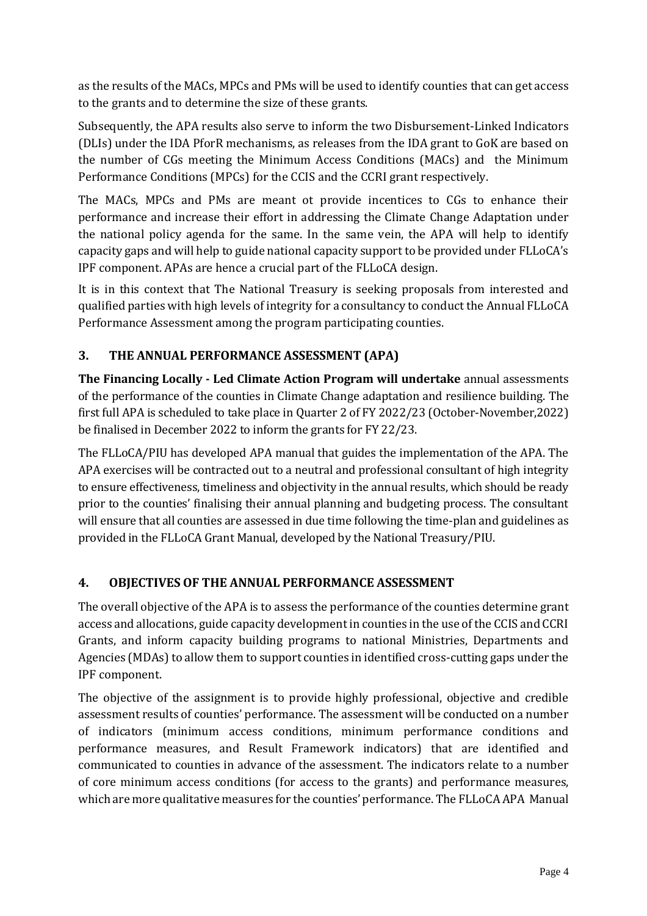as the results of the MACs, MPCs and PMs will be used to identify counties that can get access to the grants and to determine the size of these grants.

Subsequently, the APA results also serve to inform the two Disbursement-Linked Indicators (DLIs) under the IDA PforR mechanisms, as releases from the IDA grant to GoK are based on the number of CGs meeting the Minimum Access Conditions (MACs) and the Minimum Performance Conditions (MPCs) for the CCIS and the CCRI grant respectively.

The MACs, MPCs and PMs are meant ot provide incentices to CGs to enhance their performance and increase their effort in addressing the Climate Change Adaptation under the national policy agenda for the same. In the same vein, the APA will help to identify capacity gaps and will help to guide national capacity support to be provided under FLLoCA's IPF component. APAs are hence a crucial part of the FLLoCA design.

It is in this context that The National Treasury is seeking proposals from interested and qualified parties with high levels of integrity for a consultancy to conduct the Annual FLLoCA Performance Assessment among the program participating counties.

## 3. THE ANNUAL PERFORMANCE ASSESSMENT (APA)

**The Financing Locally - Led Climate Action Program will undertake** annual assessments of the performance of the counties in Climate Change adaptation and resilience building. The first full APA is scheduled to take place in Quarter 2 of FY 2022/23 (October-November,2022) be finalised in December 2022 to inform the grants for FY 22/23.

The FLLoCA/PIU has developed APA manual that guides the implementation of the APA. The APA exercises will be contracted out to a neutral and professional consultant of high integrity to ensure effectiveness, timeliness and objectivity in the annual results, which should be ready prior to the counties' finalising their annual planning and budgeting process. The consultant will ensure that all counties are assessed in due time following the time-plan and guidelines as provided in the FLLoCA Grant Manual, developed by the National Treasury/PIU.

## 4. OBJECTIVES OF THE ANNUAL PERFORMANCE ASSESSMENT

The overall objective of the APA is to assess the performance of the counties determine grant access and allocations, guide capacity development in counties in the use of the CCIS and CCRI Grants, and inform capacity building programs to national Ministries, Departments and Agencies (MDAs) to allow them to support counties in identified cross-cutting gaps under the IPF component.

The objective of the assignment is to provide highly professional, objective and credible assessment results of counties' performance. The assessment will be conducted on a number of indicators (minimum access conditions, minimum performance conditions and performance measures, and Result Framework indicators) that are identified and communicated to counties in advance of the assessment. The indicators relate to a number of core minimum access conditions (for access to the grants) and performance measures, which are more qualitative measures for the counties' performance. The FLLoCA APA Manual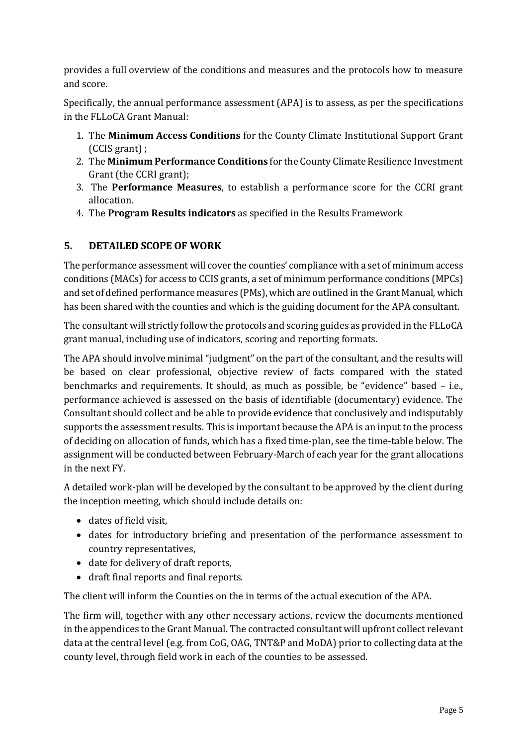provides a full overview of the conditions and measures and the protocols how to measure and score.

Specifically, the annual performance assessment (APA) is to assess, as per the specifications in the FLLoCA Grant Manual:

1. The **Minimum Access Conditions** for the County Climate Institutional Support Grant (CCIS grant) ;
2. The **Minimum Performance Conditions** for the County Climate Resilience Investment Grant (the CCRI grant);
3. The **Performance Measures**, to establish a performance score for the CCRI grant allocation.
4. The **Program Results indicators** as specified in the Results Framework

## 5. DETAILED SCOPE OF WORK

The performance assessment will cover the counties' compliance with a set of minimum access conditions (MACs) for access to CCIS grants, a set of minimum performance conditions (MPCs) and set of defined performance measures (PMs), which are outlined in the Grant Manual, which has been shared with the counties and which is the guiding document for the APA consultant.

The consultant will strictly follow the protocols and scoring guides as provided in the FLLoCA grant manual, including use of indicators, scoring and reporting formats.

The APA should involve minimal "judgment" on the part of the consultant, and the results will be based on clear professional, objective review of facts compared with the stated benchmarks and requirements. It should, as much as possible, be "evidence" based – i.e., performance achieved is assessed on the basis of identifiable (documentary) evidence. The Consultant should collect and be able to provide evidence that conclusively and indisputably supports the assessment results. This is important because the APA is an input to the process of deciding on allocation of funds, which has a fixed time-plan, see the time-table below. The assignment will be conducted between February-March of each year for the grant allocations in the next FY.

A detailed work-plan will be developed by the consultant to be approved by the client during the inception meeting, which should include details on:

- dates of field visit,
- dates for introductory briefing and presentation of the performance assessment to country representatives,
- date for delivery of draft reports,
- draft final reports and final reports.

The client will inform the Counties on the in terms of the actual execution of the APA.

The firm will, together with any other necessary actions, review the documents mentioned in the appendices to the Grant Manual. The contracted consultant will upfront collect relevant data at the central level (e.g. from CoG, OAG, TNT&P and MoDA) prior to collecting data at the county level, through field work in each of the counties to be assessed.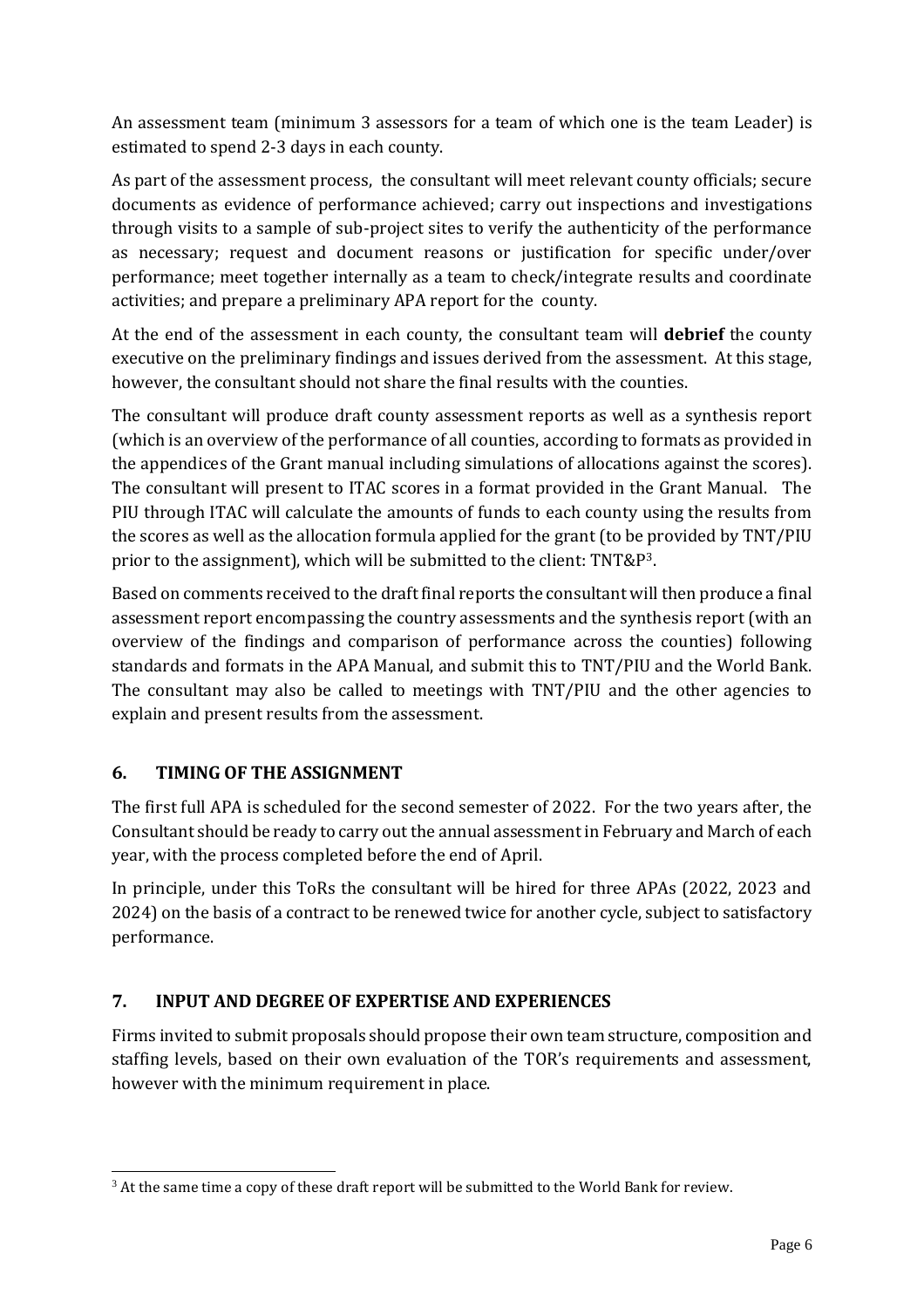An assessment team (minimum 3 assessors for a team of which one is the team Leader) is estimated to spend 2-3 days in each county.

As part of the assessment process, the consultant will meet relevant county officials; secure documents as evidence of performance achieved; carry out inspections and investigations through visits to a sample of sub-project sites to verify the authenticity of the performance as necessary; request and document reasons or justification for specific under/over performance; meet together internally as a team to check/integrate results and coordinate activities; and prepare a preliminary APA report for the county.

At the end of the assessment in each county, the consultant team will **debrief** the county executive on the preliminary findings and issues derived from the assessment. At this stage, however, the consultant should not share the final results with the counties.

The consultant will produce draft county assessment reports as well as a synthesis report (which is an overview of the performance of all counties, according to formats as provided in the appendices of the Grant manual including simulations of allocations against the scores). The consultant will present to ITAC scores in a format provided in the Grant Manual. The PIU through ITAC will calculate the amounts of funds to each county using the results from the scores as well as the allocation formula applied for the grant (to be provided by TNT/PIU prior to the assignment), which will be submitted to the client: TNT&P[3].

Based on comments received to the draft final reports the consultant will then produce a final assessment report encompassing the country assessments and the synthesis report (with an overview of the findings and comparison of performance across the counties) following standards and formats in the APA Manual, and submit this to TNT/PIU and the World Bank. The consultant may also be called to meetings with TNT/PIU and the other agencies to explain and present results from the assessment.

## 6. TIMING OF THE ASSIGNMENT

The first full APA is scheduled for the second semester of 2022. For the two years after, the Consultant should be ready to carry out the annual assessment in February and March of each year, with the process completed before the end of April.

In principle, under this ToRs the consultant will be hired for three APAs (2022, 2023 and 2024) on the basis of a contract to be renewed twice for another cycle, subject to satisfactory performance.

## 7. INPUT AND DEGREE OF EXPERTISE AND EXPERIENCES

Firms invited to submit proposals should propose their own team structure, composition and staffing levels, based on their own evaluation of the TOR's requirements and assessment, however with the minimum requirement in place.

---

[3] At the same time a copy of these draft report will be submitted to the World Bank for review.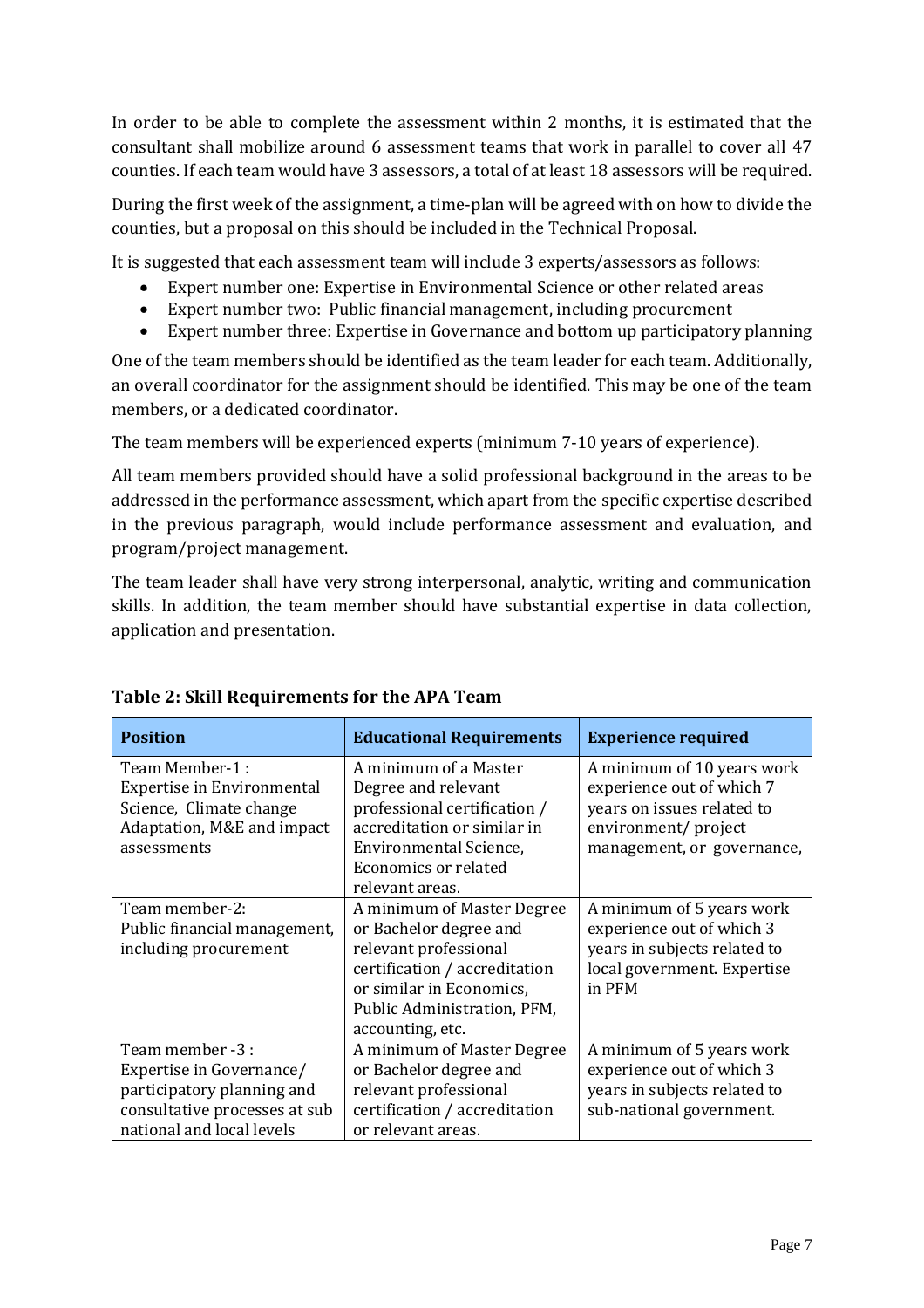In order to be able to complete the assessment within 2 months, it is estimated that the consultant shall mobilize around 6 assessment teams that work in parallel to cover all 47 counties. If each team would have 3 assessors, a total of at least 18 assessors will be required.

During the first week of the assignment, a time-plan will be agreed with on how to divide the counties, but a proposal on this should be included in the Technical Proposal.

It is suggested that each assessment team will include 3 experts/assessors as follows:

- Expert number one: Expertise in Environmental Science or other related areas
- Expert number two: Public financial management, including procurement
- Expert number three: Expertise in Governance and bottom up participatory planning

One of the team members should be identified as the team leader for each team. Additionally, an overall coordinator for the assignment should be identified. This may be one of the team members, or a dedicated coordinator.

The team members will be experienced experts (minimum 7-10 years of experience).

All team members provided should have a solid professional background in the areas to be addressed in the performance assessment, which apart from the specific expertise described in the previous paragraph, would include performance assessment and evaluation, and program/project management.

The team leader shall have very strong interpersonal, analytic, writing and communication skills. In addition, the team member should have substantial expertise in data collection, application and presentation.

**Table 2: Skill Requirements for the APA Team**

| Position | Educational Requirements | Experience required |
|---|---|---|
| Team Member-1 : Expertise in Environmental Science, Climate change Adaptation, M&E and impact assessments | A minimum of a Master Degree and relevant professional certification / accreditation or similar in Environmental Science, Economics or related relevant areas. | A minimum of 10 years work experience out of which 7 years on issues related to environment/ project management, or governance, |
| Team member-2: Public financial management, including procurement | A minimum of Master Degree or Bachelor degree and relevant professional certification / accreditation or similar in Economics, Public Administration, PFM, accounting, etc. | A minimum of 5 years work experience out of which 3 years in subjects related to local government. Expertise in PFM |
| Team member -3 : Expertise in Governance/ participatory planning and consultative processes at sub national and local levels | A minimum of Master Degree or Bachelor degree and relevant professional certification / accreditation or relevant areas. | A minimum of 5 years work experience out of which 3 years in subjects related to sub-national government. |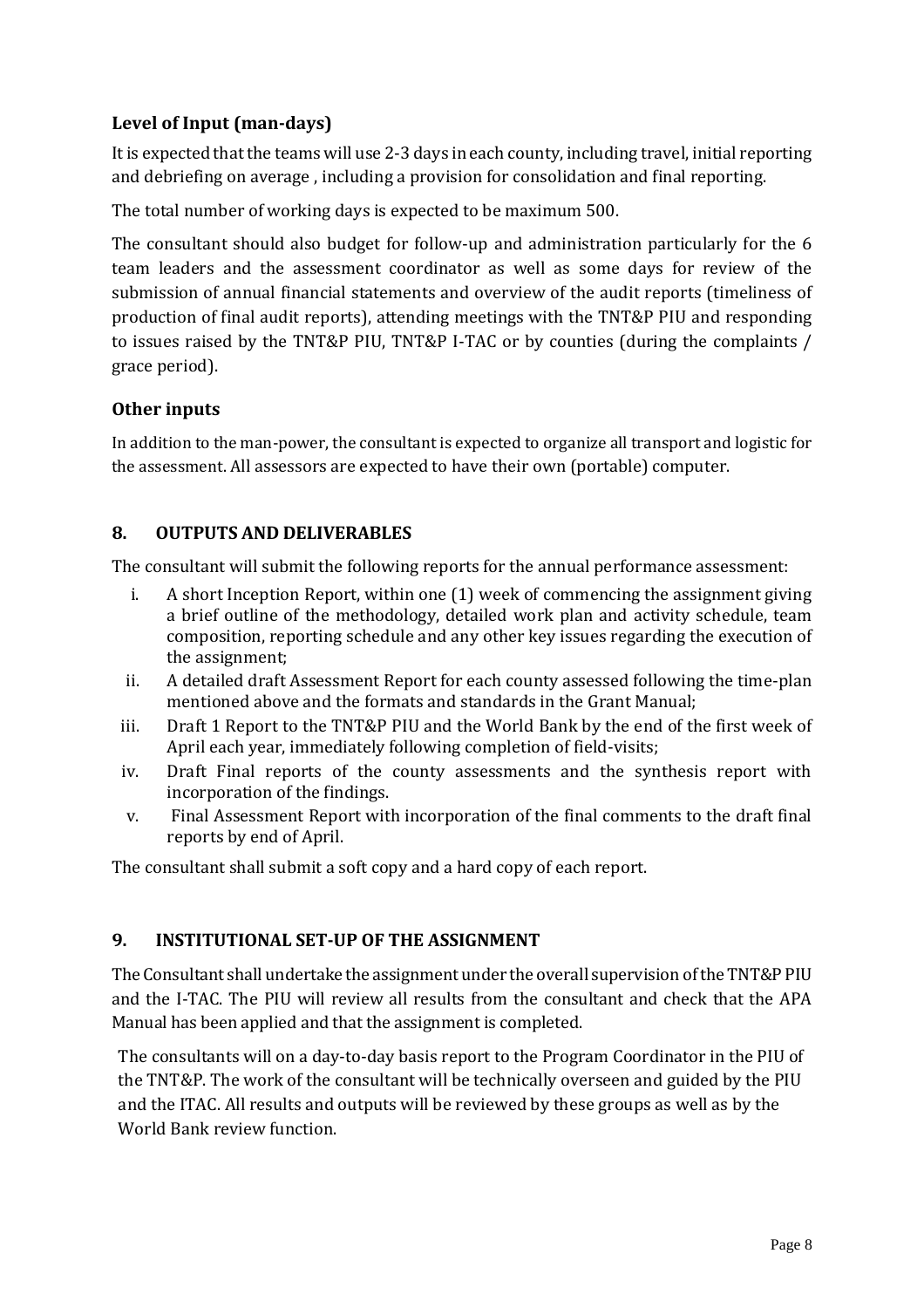### Level of Input (man-days)

It is expected that the teams will use 2-3 days in each county, including travel, initial reporting and debriefing on average , including a provision for consolidation and final reporting.

The total number of working days is expected to be maximum 500.

The consultant should also budget for follow-up and administration particularly for the 6 team leaders and the assessment coordinator as well as some days for review of the submission of annual financial statements and overview of the audit reports (timeliness of production of final audit reports), attending meetings with the TNT&P PIU and responding to issues raised by the TNT&P PIU, TNT&P I-TAC or by counties (during the complaints / grace period).

### Other inputs

In addition to the man-power, the consultant is expected to organize all transport and logistic for the assessment. All assessors are expected to have their own (portable) computer.

## 8. OUTPUTS AND DELIVERABLES

The consultant will submit the following reports for the annual performance assessment:

i. A short Inception Report, within one (1) week of commencing the assignment giving a brief outline of the methodology, detailed work plan and activity schedule, team composition, reporting schedule and any other key issues regarding the execution of the assignment;
ii. A detailed draft Assessment Report for each county assessed following the time-plan mentioned above and the formats and standards in the Grant Manual;
iii. Draft 1 Report to the TNT&P PIU and the World Bank by the end of the first week of April each year, immediately following completion of field-visits;
iv. Draft Final reports of the county assessments and the synthesis report with incorporation of the findings.
v. Final Assessment Report with incorporation of the final comments to the draft final reports by end of April.

The consultant shall submit a soft copy and a hard copy of each report.

## 9. INSTITUTIONAL SET-UP OF THE ASSIGNMENT

The Consultant shall undertake the assignment under the overall supervision of the TNT&P PIU and the I-TAC. The PIU will review all results from the consultant and check that the APA Manual has been applied and that the assignment is completed.

The consultants will on a day-to-day basis report to the Program Coordinator in the PIU of the TNT&P. The work of the consultant will be technically overseen and guided by the PIU and the ITAC. All results and outputs will be reviewed by these groups as well as by the World Bank review function.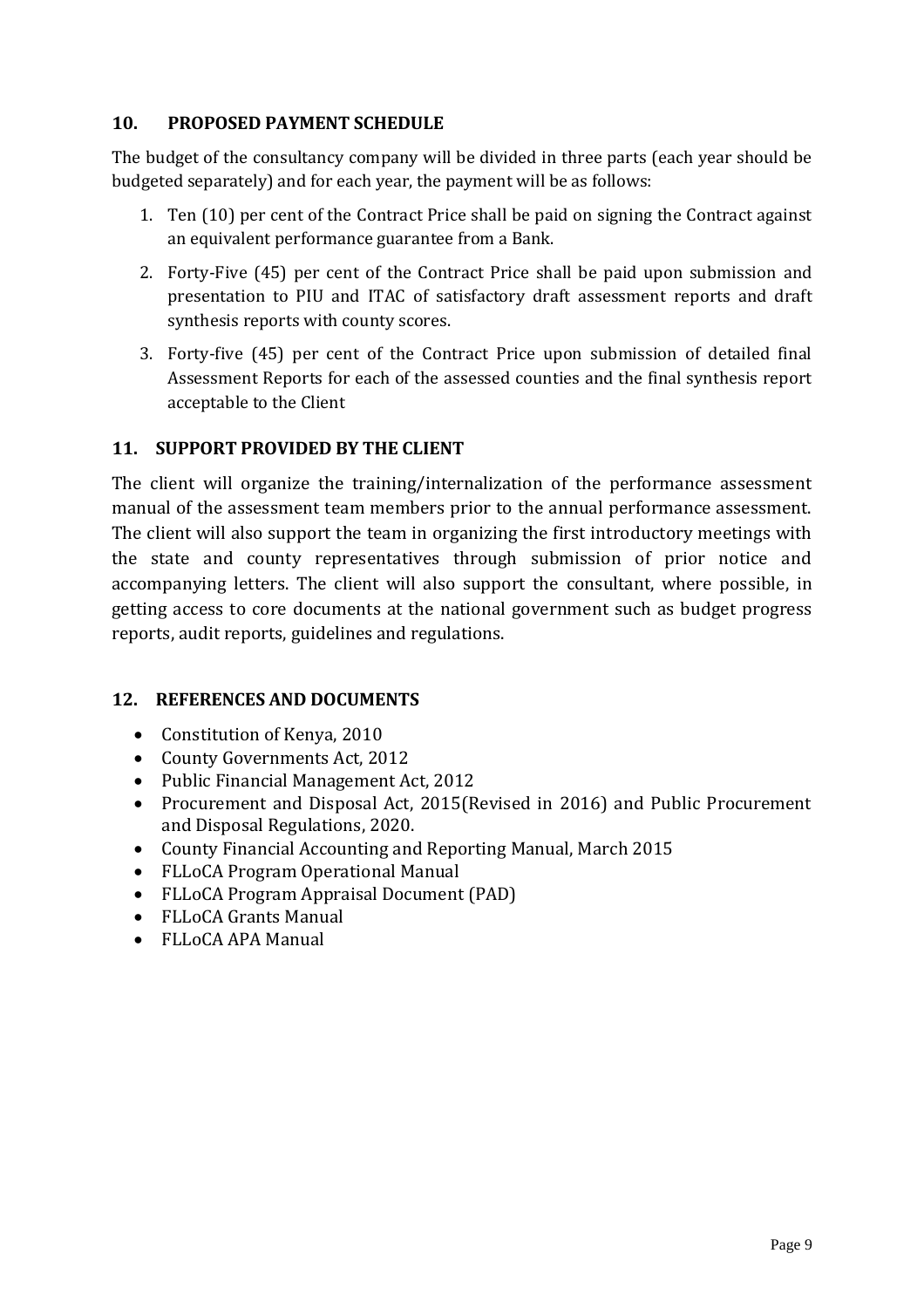## 10. PROPOSED PAYMENT SCHEDULE

The budget of the consultancy company will be divided in three parts (each year should be budgeted separately) and for each year, the payment will be as follows:

1. Ten (10) per cent of the Contract Price shall be paid on signing the Contract against an equivalent performance guarantee from a Bank.
2. Forty-Five (45) per cent of the Contract Price shall be paid upon submission and presentation to PIU and ITAC of satisfactory draft assessment reports and draft synthesis reports with county scores.
3. Forty-five (45) per cent of the Contract Price upon submission of detailed final Assessment Reports for each of the assessed counties and the final synthesis report acceptable to the Client

## 11. SUPPORT PROVIDED BY THE CLIENT

The client will organize the training/internalization of the performance assessment manual of the assessment team members prior to the annual performance assessment. The client will also support the team in organizing the first introductory meetings with the state and county representatives through submission of prior notice and accompanying letters. The client will also support the consultant, where possible, in getting access to core documents at the national government such as budget progress reports, audit reports, guidelines and regulations.

## 12. REFERENCES AND DOCUMENTS

- Constitution of Kenya, 2010
- County Governments Act, 2012
- Public Financial Management Act, 2012
- Procurement and Disposal Act, 2015(Revised in 2016) and Public Procurement and Disposal Regulations, 2020.
- County Financial Accounting and Reporting Manual, March 2015
- FLLoCA Program Operational Manual
- FLLoCA Program Appraisal Document (PAD)
- FLLoCA Grants Manual
- FLLoCA APA Manual